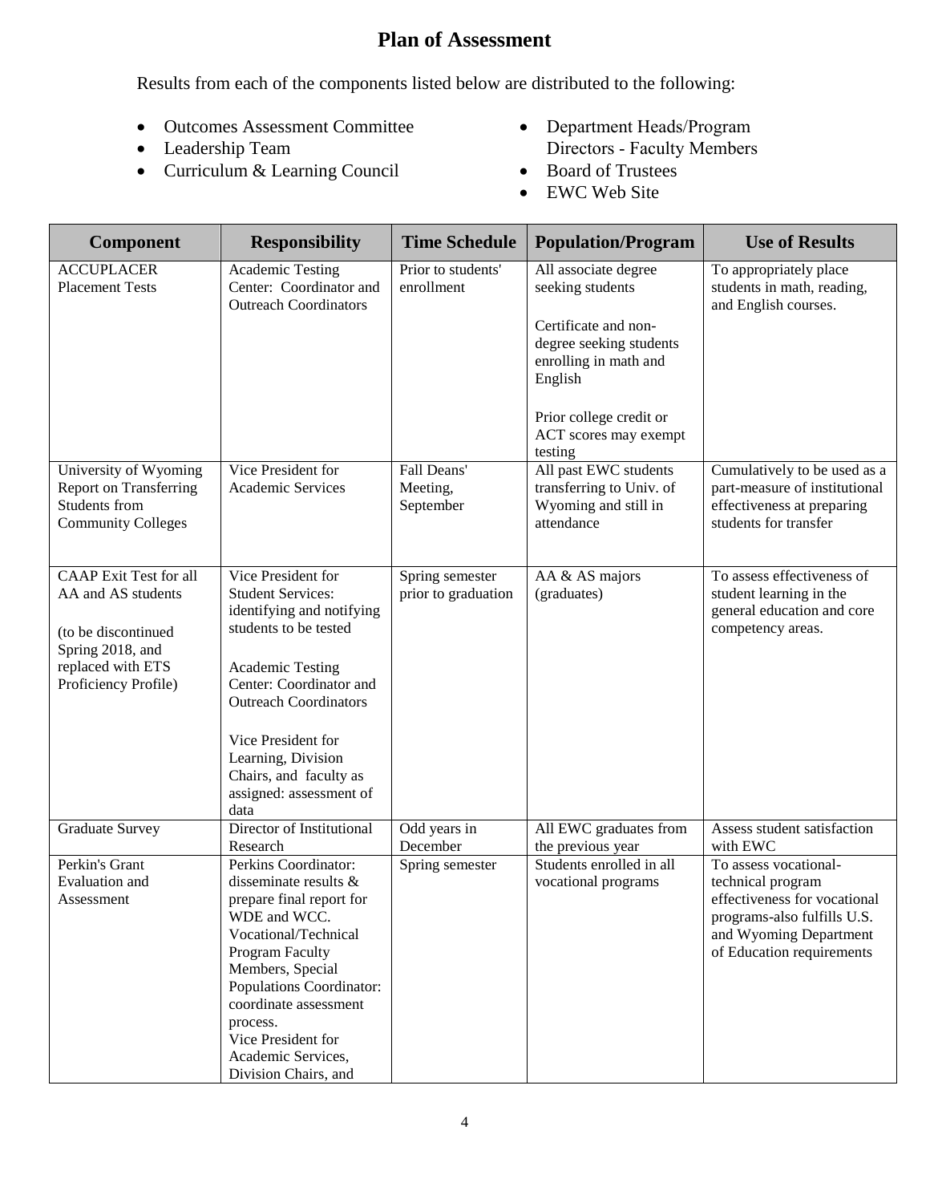# Plan of Assessment

Results from each of the components listed below are distributed to the following:

- Outcomes Assessment Committee
- Leadership Team
- Curriculum & Learning Council
- Department Heads/Program Directors - Faculty Members
- Board of Trustees
- EWC Web Site

| Component | Responsibility | Time Schedule | Population/Program | Use of Results |
|---|---|---|---|---|
| ACCUPLACER Placement Tests | Academic Testing Center: Coordinator and Outreach Coordinators | Prior to students' enrollment | All associate degree seeking students<br><br>Certificate and non-degree seeking students enrolling in math and English<br><br>Prior college credit or ACT scores may exempt testing | To appropriately place students in math, reading, and English courses. |
| University of Wyoming Report on Transferring Students from Community Colleges | Vice President for Academic Services | Fall Deans' Meeting, September | All past EWC students transferring to Univ. of Wyoming and still in attendance | Cumulatively to be used as a part-measure of institutional effectiveness at preparing students for transfer |
| CAAP Exit Test for all AA and AS students<br><br>(to be discontinued Spring 2018, and replaced with ETS Proficiency Profile) | Vice President for Student Services: identifying and notifying students to be tested<br><br>Academic Testing Center: Coordinator and Outreach Coordinators<br><br>Vice President for Learning, Division Chairs, and faculty as assigned: assessment of data | Spring semester prior to graduation | AA & AS majors (graduates) | To assess effectiveness of student learning in the general education and core competency areas. |
| Graduate Survey | Director of Institutional Research | Odd years in December | All EWC graduates from the previous year | Assess student satisfaction with EWC |
| Perkin's Grant Evaluation and Assessment | Perkins Coordinator: disseminate results & prepare final report for WDE and WCC. Vocational/Technical Program Faculty Members, Special Populations Coordinator: coordinate assessment process. Vice President for Academic Services, Division Chairs, and | Spring semester | Students enrolled in all vocational programs | To assess vocational-technical program effectiveness for vocational programs-also fulfills U.S. and Wyoming Department of Education requirements |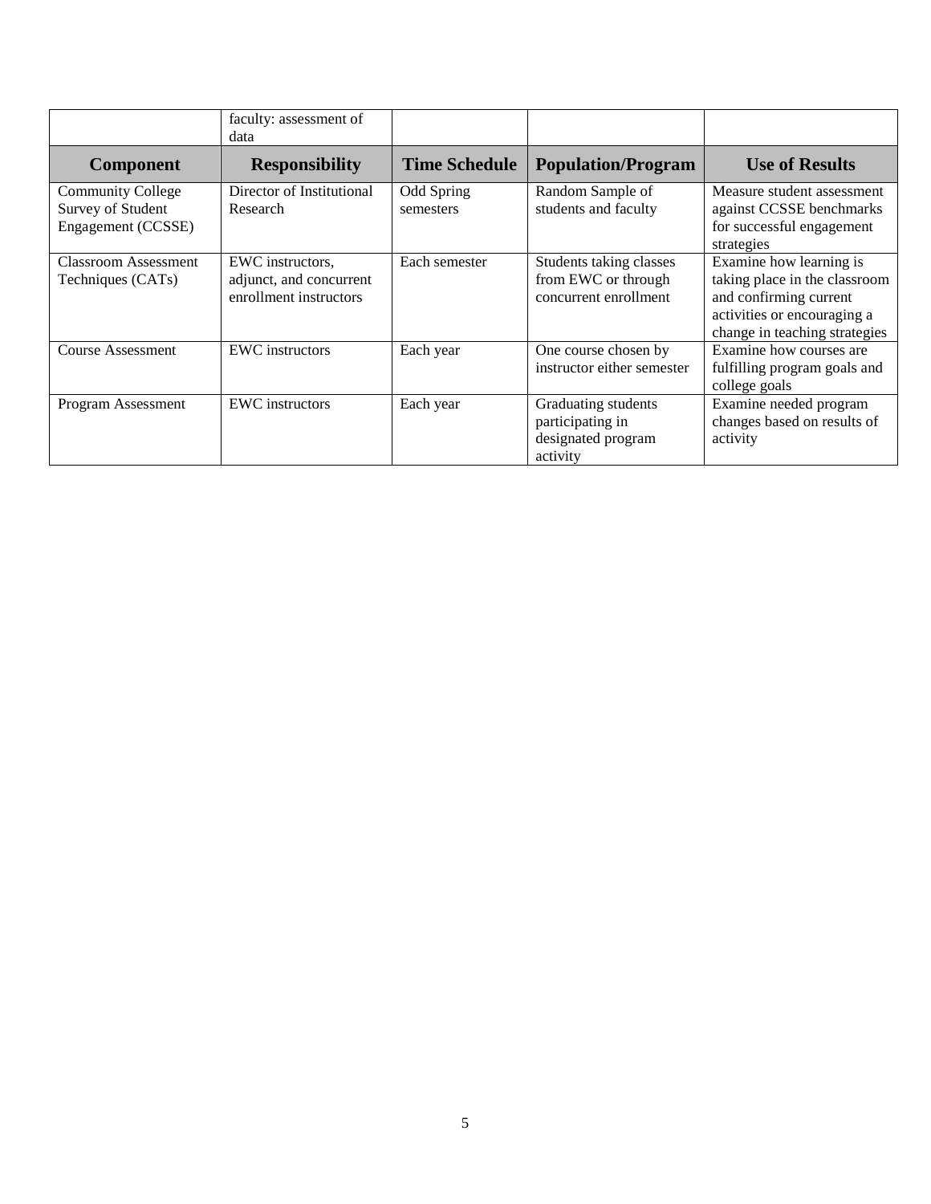| Component | Responsibility | Time Schedule | Population/Program | Use of Results |
|---|---|---|---|---|
| | faculty: assessment of data | | | |
| Community College Survey of Student Engagement (CCSSE) | Director of Institutional Research | Odd Spring semesters | Random Sample of students and faculty | Measure student assessment against CCSSE benchmarks for successful engagement strategies |
| Classroom Assessment Techniques (CATs) | EWC instructors, adjunct, and concurrent enrollment instructors | Each semester | Students taking classes from EWC or through concurrent enrollment | Examine how learning is taking place in the classroom and confirming current activities or encouraging a change in teaching strategies |
| Course Assessment | EWC instructors | Each year | One course chosen by instructor either semester | Examine how courses are fulfilling program goals and college goals |
| Program Assessment | EWC instructors | Each year | Graduating students participating in designated program activity | Examine needed program changes based on results of activity |